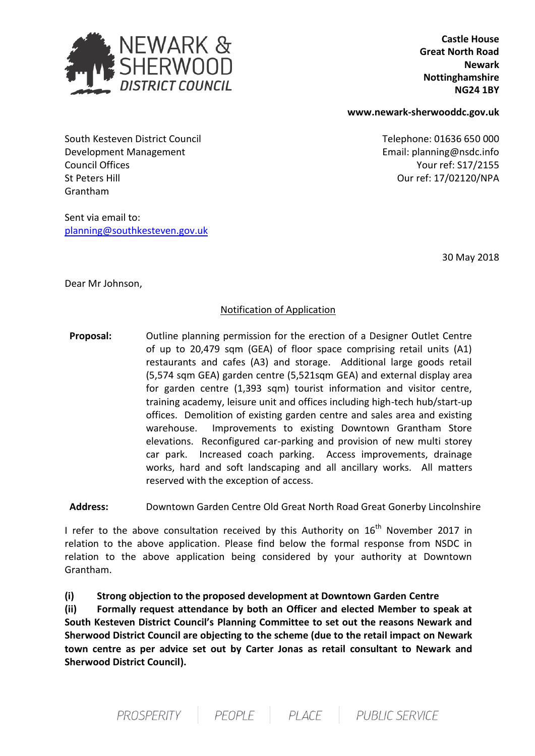NEWARK & SHERWOOD DISTRICT COUNCIL

**Castle House**
**Great North Road**
**Newark**
**Nottinghamshire**
**NG24 1BY**

**www.newark-sherwooddc.gov.uk**

South Kesteven District Council
Development Management
Council Offices
St Peters Hill
Grantham

Telephone: 01636 650 000
Email: planning@nsdc.info
Your ref: S17/2155
Our ref: 17/02120/NPA

Sent via email to:
planning@southkesteven.gov.uk

30 May 2018

Dear Mr Johnson,

Notification of Application

**Proposal:** Outline planning permission for the erection of a Designer Outlet Centre of up to 20,479 sqm (GEA) of floor space comprising retail units (A1) restaurants and cafes (A3) and storage. Additional large goods retail (5,574 sqm GEA) garden centre (5,521sqm GEA) and external display area for garden centre (1,393 sqm) tourist information and visitor centre, training academy, leisure unit and offices including high-tech hub/start-up offices. Demolition of existing garden centre and sales area and existing warehouse. Improvements to existing Downtown Grantham Store elevations. Reconfigured car-parking and provision of new multi storey car park. Increased coach parking. Access improvements, drainage works, hard and soft landscaping and all ancillary works. All matters reserved with the exception of access.

**Address:** Downtown Garden Centre Old Great North Road Great Gonerby Lincolnshire

I refer to the above consultation received by this Authority on 16th November 2017 in relation to the above application. Please find below the formal response from NSDC in relation to the above application being considered by your authority at Downtown Grantham.

**(i) Strong objection to the proposed development at Downtown Garden Centre**
**(ii) Formally request attendance by both an Officer and elected Member to speak at South Kesteven District Council's Planning Committee to set out the reasons Newark and Sherwood District Council are objecting to the scheme (due to the retail impact on Newark town centre as per advice set out by Carter Jonas as retail consultant to Newark and Sherwood District Council).**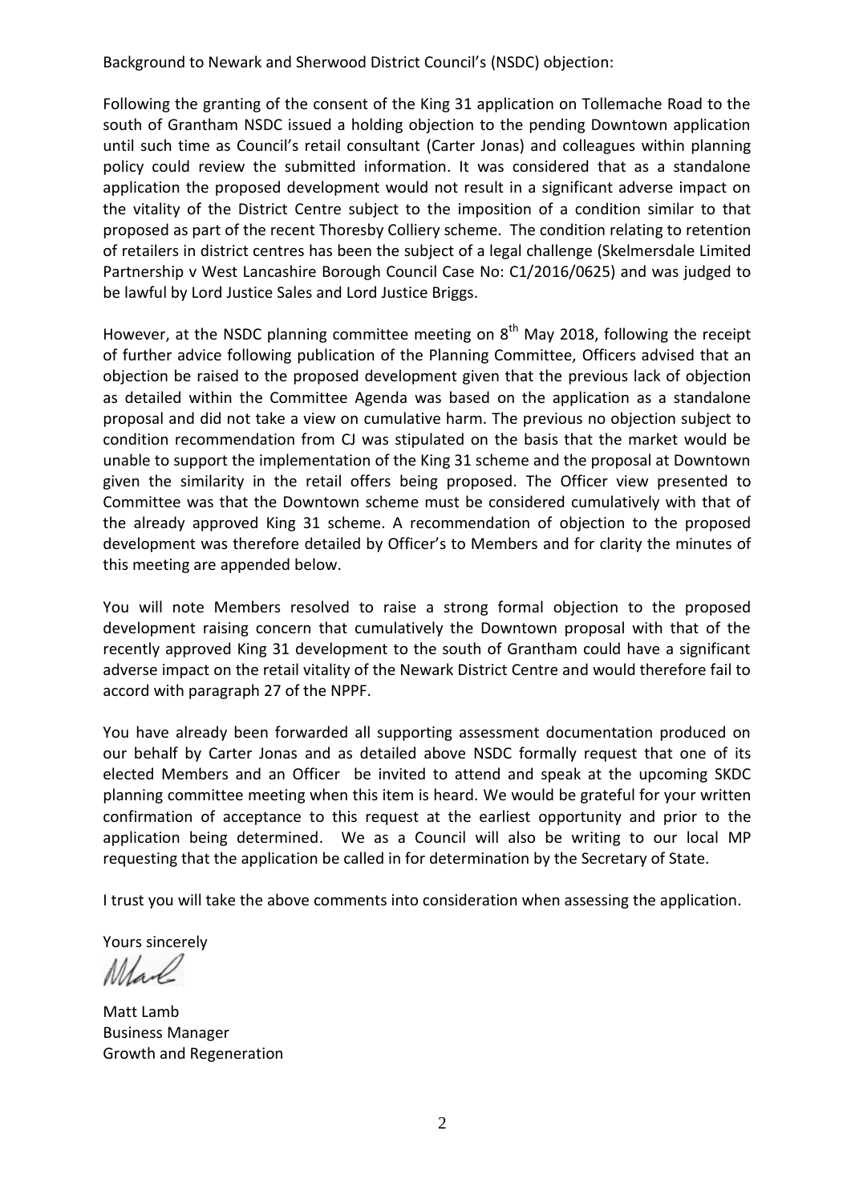Background to Newark and Sherwood District Council's (NSDC) objection:

Following the granting of the consent of the King 31 application on Tollemache Road to the south of Grantham NSDC issued a holding objection to the pending Downtown application until such time as Council's retail consultant (Carter Jonas) and colleagues within planning policy could review the submitted information. It was considered that as a standalone application the proposed development would not result in a significant adverse impact on the vitality of the District Centre subject to the imposition of a condition similar to that proposed as part of the recent Thoresby Colliery scheme. The condition relating to retention of retailers in district centres has been the subject of a legal challenge (Skelmersdale Limited Partnership v West Lancashire Borough Council Case No: C1/2016/0625) and was judged to be lawful by Lord Justice Sales and Lord Justice Briggs.

However, at the NSDC planning committee meeting on 8th May 2018, following the receipt of further advice following publication of the Planning Committee, Officers advised that an objection be raised to the proposed development given that the previous lack of objection as detailed within the Committee Agenda was based on the application as a standalone proposal and did not take a view on cumulative harm. The previous no objection subject to condition recommendation from CJ was stipulated on the basis that the market would be unable to support the implementation of the King 31 scheme and the proposal at Downtown given the similarity in the retail offers being proposed. The Officer view presented to Committee was that the Downtown scheme must be considered cumulatively with that of the already approved King 31 scheme. A recommendation of objection to the proposed development was therefore detailed by Officer's to Members and for clarity the minutes of this meeting are appended below.

You will note Members resolved to raise a strong formal objection to the proposed development raising concern that cumulatively the Downtown proposal with that of the recently approved King 31 development to the south of Grantham could have a significant adverse impact on the retail vitality of the Newark District Centre and would therefore fail to accord with paragraph 27 of the NPPF.

You have already been forwarded all supporting assessment documentation produced on our behalf by Carter Jonas and as detailed above NSDC formally request that one of its elected Members and an Officer be invited to attend and speak at the upcoming SKDC planning committee meeting when this item is heard. We would be grateful for your written confirmation of acceptance to this request at the earliest opportunity and prior to the application being determined. We as a Council will also be writing to our local MP requesting that the application be called in for determination by the Secretary of State.

I trust you will take the above comments into consideration when assessing the application.

Yours sincerely

Matt Lamb
Business Manager
Growth and Regeneration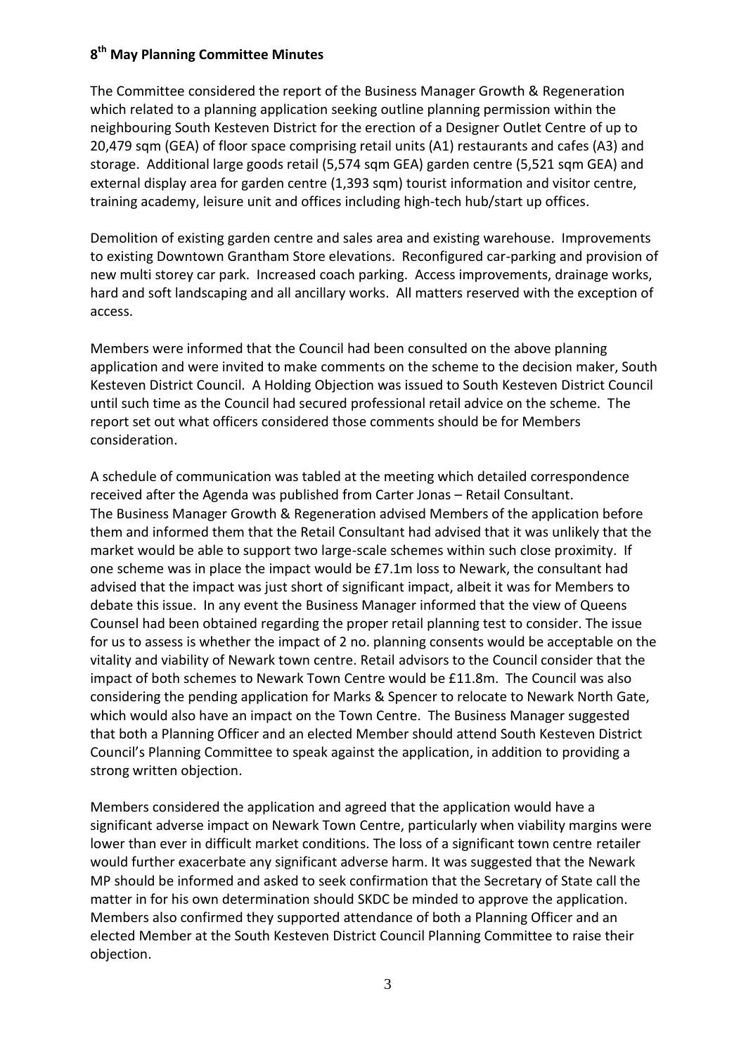## 8th May Planning Committee Minutes

The Committee considered the report of the Business Manager Growth & Regeneration which related to a planning application seeking outline planning permission within the neighbouring South Kesteven District for the erection of a Designer Outlet Centre of up to 20,479 sqm (GEA) of floor space comprising retail units (A1) restaurants and cafes (A3) and storage. Additional large goods retail (5,574 sqm GEA) garden centre (5,521 sqm GEA) and external display area for garden centre (1,393 sqm) tourist information and visitor centre, training academy, leisure unit and offices including high-tech hub/start up offices.

Demolition of existing garden centre and sales area and existing warehouse. Improvements to existing Downtown Grantham Store elevations. Reconfigured car-parking and provision of new multi storey car park. Increased coach parking. Access improvements, drainage works, hard and soft landscaping and all ancillary works. All matters reserved with the exception of access.

Members were informed that the Council had been consulted on the above planning application and were invited to make comments on the scheme to the decision maker, South Kesteven District Council. A Holding Objection was issued to South Kesteven District Council until such time as the Council had secured professional retail advice on the scheme. The report set out what officers considered those comments should be for Members consideration.

A schedule of communication was tabled at the meeting which detailed correspondence received after the Agenda was published from Carter Jonas – Retail Consultant. The Business Manager Growth & Regeneration advised Members of the application before them and informed them that the Retail Consultant had advised that it was unlikely that the market would be able to support two large-scale schemes within such close proximity. If one scheme was in place the impact would be £7.1m loss to Newark, the consultant had advised that the impact was just short of significant impact, albeit it was for Members to debate this issue. In any event the Business Manager informed that the view of Queens Counsel had been obtained regarding the proper retail planning test to consider. The issue for us to assess is whether the impact of 2 no. planning consents would be acceptable on the vitality and viability of Newark town centre. Retail advisors to the Council consider that the impact of both schemes to Newark Town Centre would be £11.8m. The Council was also considering the pending application for Marks & Spencer to relocate to Newark North Gate, which would also have an impact on the Town Centre. The Business Manager suggested that both a Planning Officer and an elected Member should attend South Kesteven District Council's Planning Committee to speak against the application, in addition to providing a strong written objection.

Members considered the application and agreed that the application would have a significant adverse impact on Newark Town Centre, particularly when viability margins were lower than ever in difficult market conditions. The loss of a significant town centre retailer would further exacerbate any significant adverse harm. It was suggested that the Newark MP should be informed and asked to seek confirmation that the Secretary of State call the matter in for his own determination should SKDC be minded to approve the application. Members also confirmed they supported attendance of both a Planning Officer and an elected Member at the South Kesteven District Council Planning Committee to raise their objection.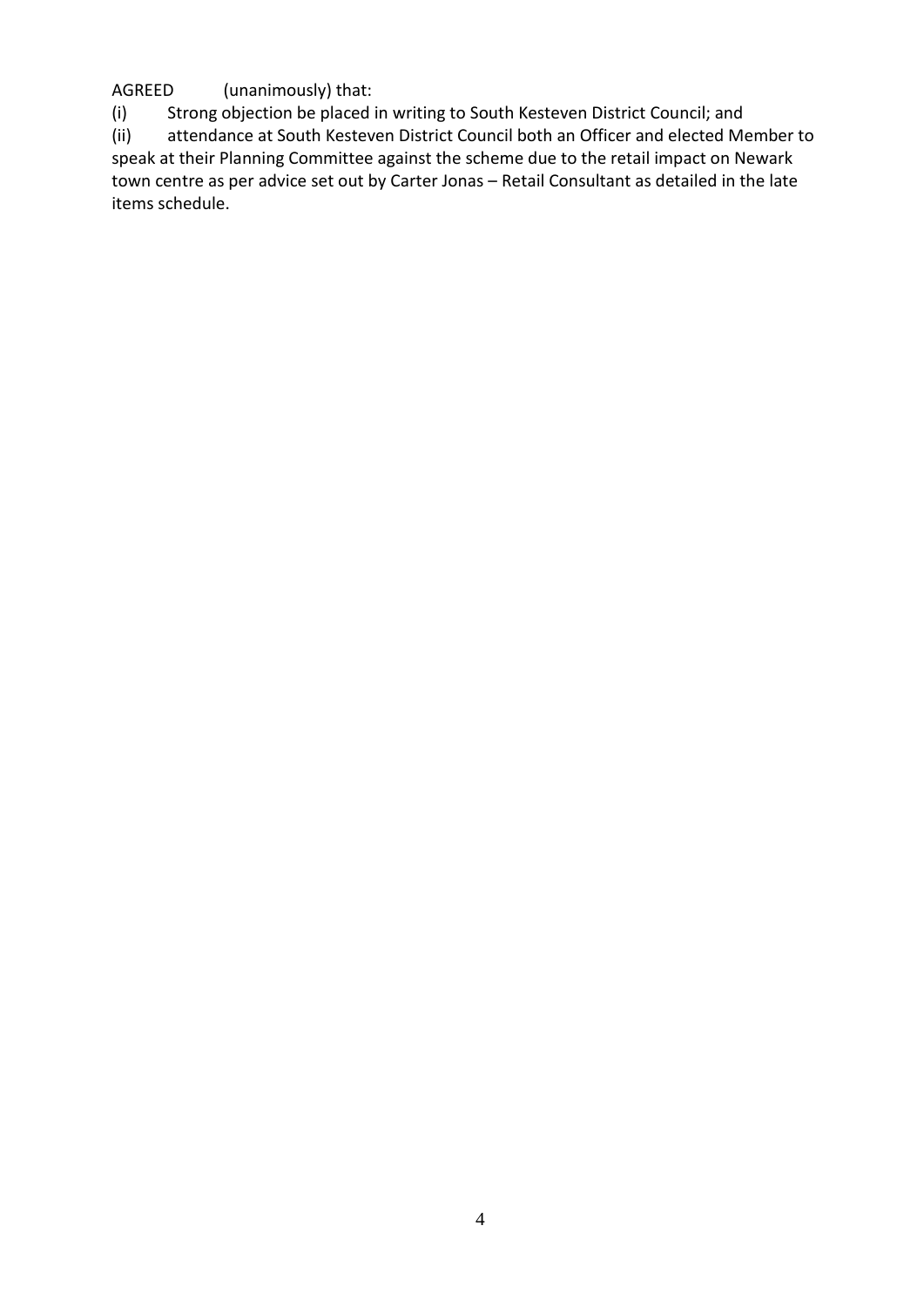AGREED (unanimously) that:

(i) Strong objection be placed in writing to South Kesteven District Council; and

(ii) attendance at South Kesteven District Council both an Officer and elected Member to speak at their Planning Committee against the scheme due to the retail impact on Newark town centre as per advice set out by Carter Jonas – Retail Consultant as detailed in the late items schedule.